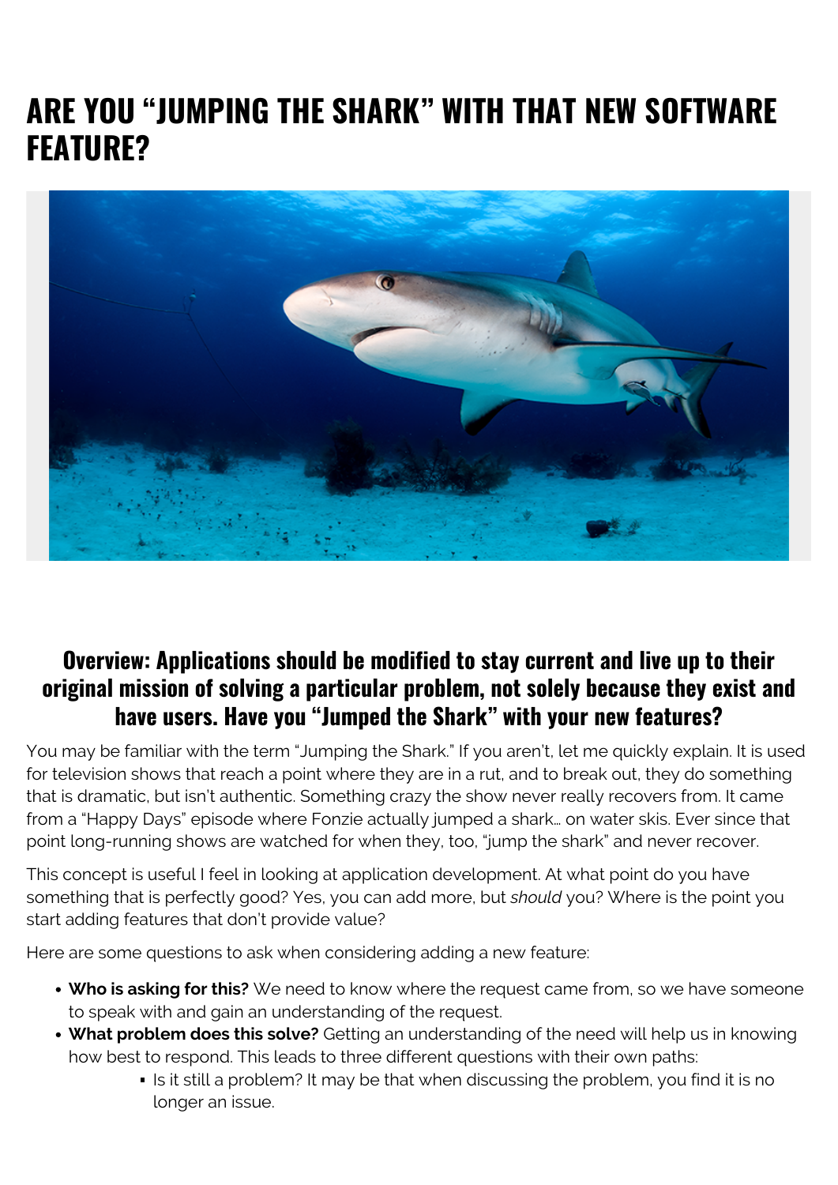# ARE YOU "JUMPING THE SHARK" WITH THAT NEW SOFTWARE FEATURE?

## Overview: Applications should be modified to stay current and live up to their original mission of solving a particular problem, not solely because they exist and have users. Have you "Jumped the Shark" with your new features?

You may be familiar with the term "Jumping the Shark." If you aren't, let me quickly explain. It is used for television shows that reach a point where they are in a rut, and to break out, they do something that is dramatic, but isn't authentic. Something crazy the show never really recovers from. It came from a "Happy Days" episode where Fonzie actually jumped a shark… on water skis. Ever since that point long-running shows are watched for when they, too, "jump the shark" and never recover.

This concept is useful I feel in looking at application development. At what point do you have something that is perfectly good? Yes, you can add more, but *should* you? Where is the point you start adding features that don't provide value?

Here are some questions to ask when considering adding a new feature:

- **Who is asking for this?** We need to know where the request came from, so we have someone to speak with and gain an understanding of the request.
- **What problem does this solve?** Getting an understanding of the need will help us in knowing how best to respond. This leads to three different questions with their own paths:
    - Is it still a problem? It may be that when discussing the problem, you find it is no longer an issue.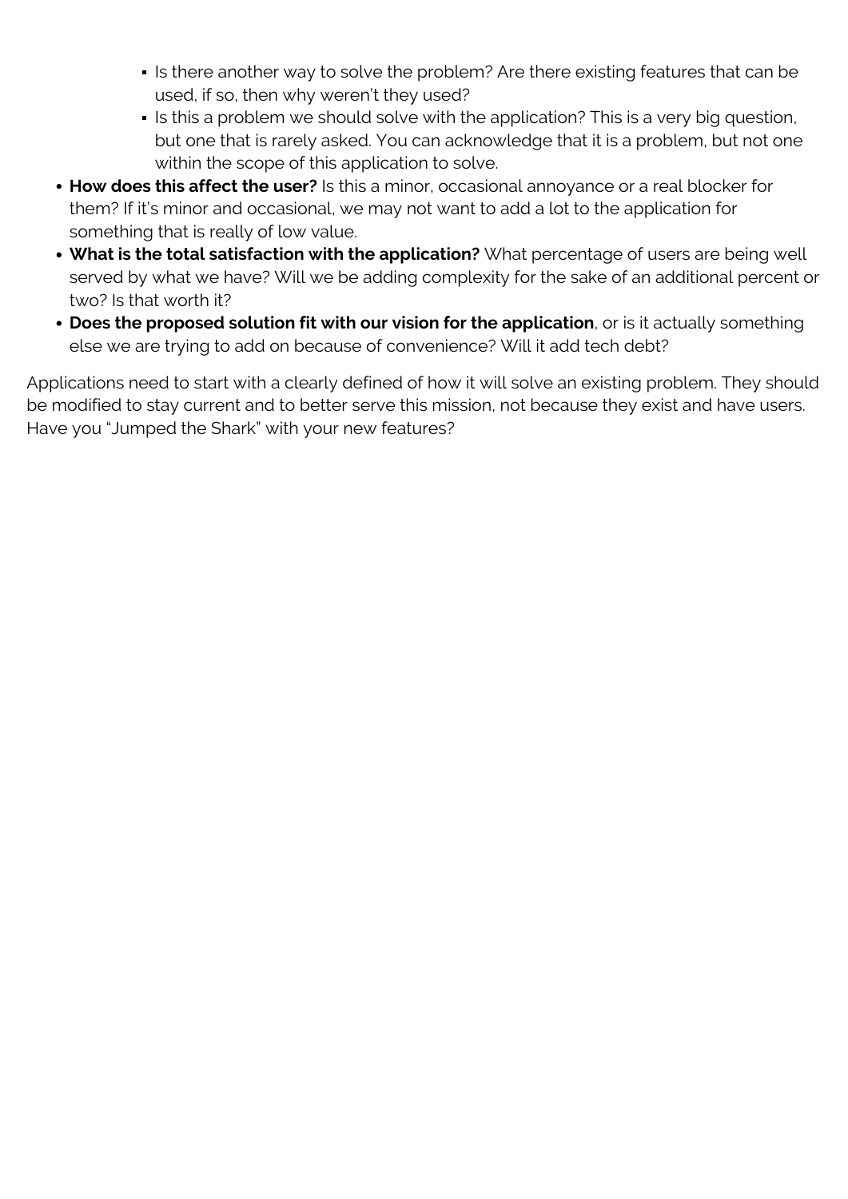- Is there another way to solve the problem? Are there existing features that can be used, if so, then why weren't they used?
    - Is this a problem we should solve with the application? This is a very big question, but one that is rarely asked. You can acknowledge that it is a problem, but not one within the scope of this application to solve.
- **How does this affect the user?** Is this a minor, occasional annoyance or a real blocker for them? If it's minor and occasional, we may not want to add a lot to the application for something that is really of low value.
- **What is the total satisfaction with the application?** What percentage of users are being well served by what we have? Will we be adding complexity for the sake of an additional percent or two? Is that worth it?
- **Does the proposed solution fit with our vision for the application**, or is it actually something else we are trying to add on because of convenience? Will it add tech debt?

Applications need to start with a clearly defined of how it will solve an existing problem. They should be modified to stay current and to better serve this mission, not because they exist and have users. Have you "Jumped the Shark" with your new features?